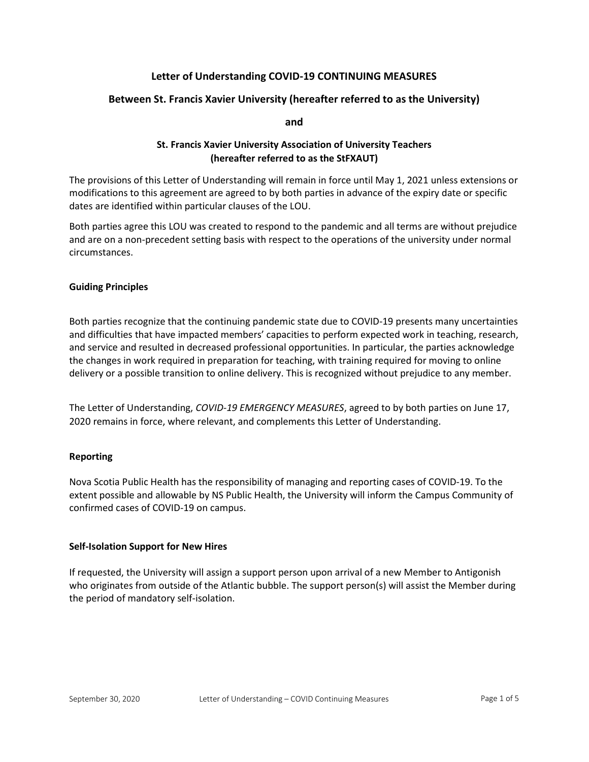# Letter of Understanding COVID-19 CONTINUING MEASURES

## Between St. Francis Xavier University (hereafter referred to as the University)

**and**

## St. Francis Xavier University Association of University Teachers (hereafter referred to as the StFXAUT)

The provisions of this Letter of Understanding will remain in force until May 1, 2021 unless extensions or modifications to this agreement are agreed to by both parties in advance of the expiry date or specific dates are identified within particular clauses of the LOU.

Both parties agree this LOU was created to respond to the pandemic and all terms are without prejudice and are on a non-precedent setting basis with respect to the operations of the university under normal circumstances.

### Guiding Principles

Both parties recognize that the continuing pandemic state due to COVID-19 presents many uncertainties and difficulties that have impacted members' capacities to perform expected work in teaching, research, and service and resulted in decreased professional opportunities. In particular, the parties acknowledge the changes in work required in preparation for teaching, with training required for moving to online delivery or a possible transition to online delivery. This is recognized without prejudice to any member.

The Letter of Understanding, *COVID-19 EMERGENCY MEASURES*, agreed to by both parties on June 17, 2020 remains in force, where relevant, and complements this Letter of Understanding.

### Reporting

Nova Scotia Public Health has the responsibility of managing and reporting cases of COVID-19. To the extent possible and allowable by NS Public Health, the University will inform the Campus Community of confirmed cases of COVID-19 on campus.

### Self-Isolation Support for New Hires

If requested, the University will assign a support person upon arrival of a new Member to Antigonish who originates from outside of the Atlantic bubble. The support person(s) will assist the Member during the period of mandatory self-isolation.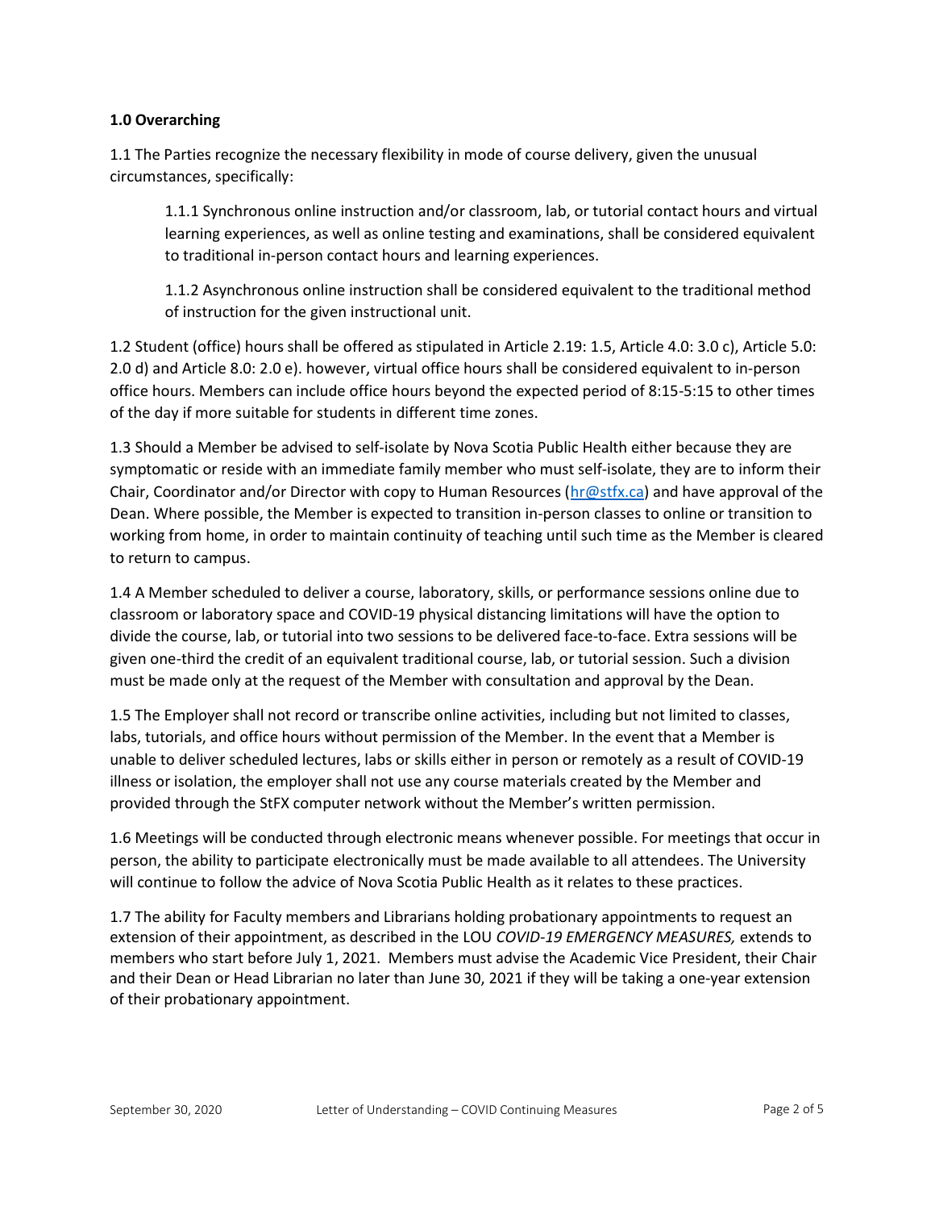**1.0 Overarching**

1.1 The Parties recognize the necessary flexibility in mode of course delivery, given the unusual circumstances, specifically:

> 1.1.1 Synchronous online instruction and/or classroom, lab, or tutorial contact hours and virtual learning experiences, as well as online testing and examinations, shall be considered equivalent to traditional in-person contact hours and learning experiences.
>
> 1.1.2 Asynchronous online instruction shall be considered equivalent to the traditional method of instruction for the given instructional unit.

1.2 Student (office) hours shall be offered as stipulated in Article 2.19: 1.5, Article 4.0: 3.0 c), Article 5.0: 2.0 d) and Article 8.0: 2.0 e). however, virtual office hours shall be considered equivalent to in-person office hours. Members can include office hours beyond the expected period of 8:15-5:15 to other times of the day if more suitable for students in different time zones.

1.3 Should a Member be advised to self-isolate by Nova Scotia Public Health either because they are symptomatic or reside with an immediate family member who must self-isolate, they are to inform their Chair, Coordinator and/or Director with copy to Human Resources (hr@stfx.ca) and have approval of the Dean. Where possible, the Member is expected to transition in-person classes to online or transition to working from home, in order to maintain continuity of teaching until such time as the Member is cleared to return to campus.

1.4 A Member scheduled to deliver a course, laboratory, skills, or performance sessions online due to classroom or laboratory space and COVID-19 physical distancing limitations will have the option to divide the course, lab, or tutorial into two sessions to be delivered face-to-face. Extra sessions will be given one-third the credit of an equivalent traditional course, lab, or tutorial session. Such a division must be made only at the request of the Member with consultation and approval by the Dean.

1.5 The Employer shall not record or transcribe online activities, including but not limited to classes, labs, tutorials, and office hours without permission of the Member. In the event that a Member is unable to deliver scheduled lectures, labs or skills either in person or remotely as a result of COVID-19 illness or isolation, the employer shall not use any course materials created by the Member and provided through the StFX computer network without the Member's written permission.

1.6 Meetings will be conducted through electronic means whenever possible. For meetings that occur in person, the ability to participate electronically must be made available to all attendees. The University will continue to follow the advice of Nova Scotia Public Health as it relates to these practices.

1.7 The ability for Faculty members and Librarians holding probationary appointments to request an extension of their appointment, as described in the LOU *COVID-19 EMERGENCY MEASURES,* extends to members who start before July 1, 2021. Members must advise the Academic Vice President, their Chair and their Dean or Head Librarian no later than June 30, 2021 if they will be taking a one-year extension of their probationary appointment.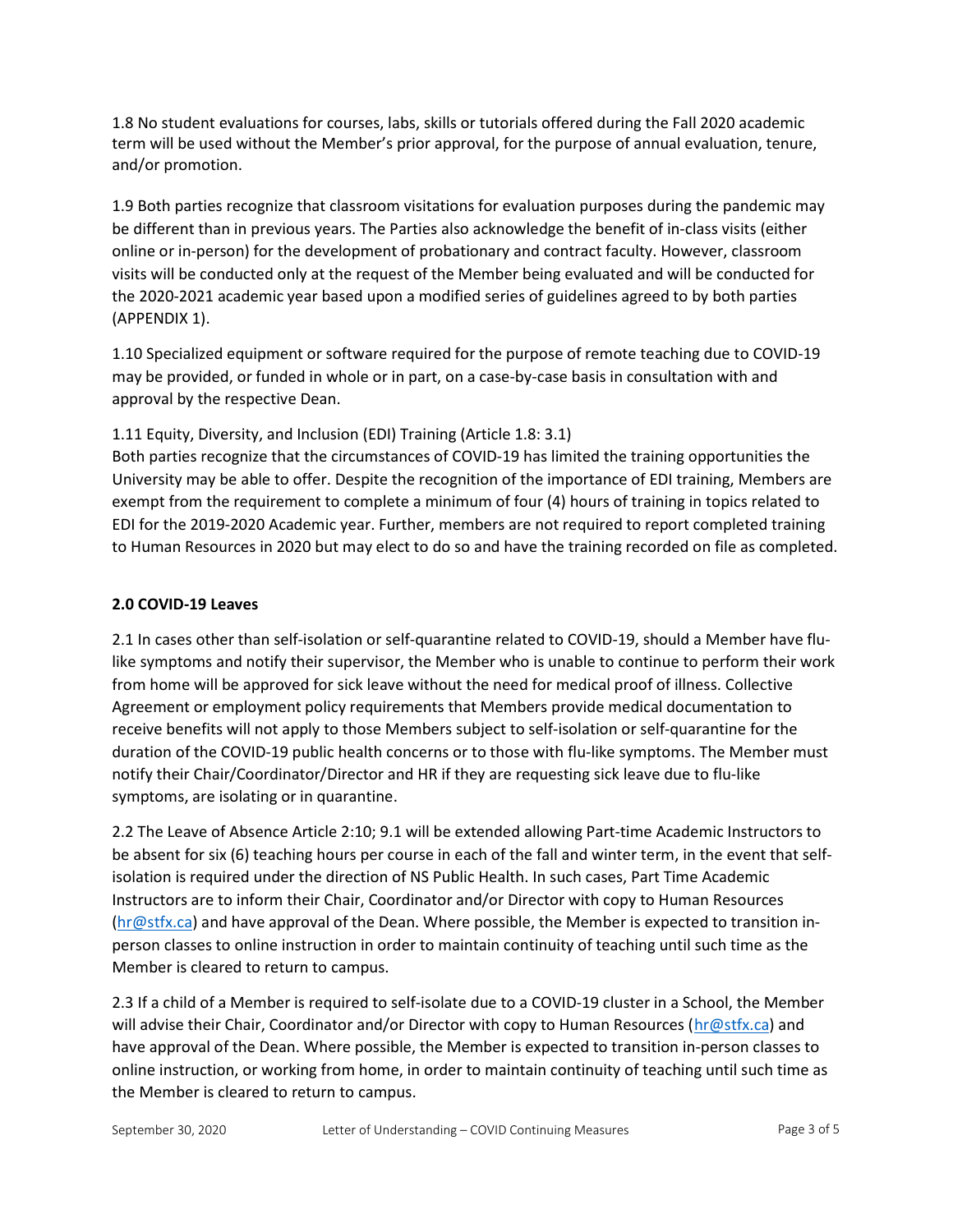1.8 No student evaluations for courses, labs, skills or tutorials offered during the Fall 2020 academic term will be used without the Member's prior approval, for the purpose of annual evaluation, tenure, and/or promotion.

1.9 Both parties recognize that classroom visitations for evaluation purposes during the pandemic may be different than in previous years. The Parties also acknowledge the benefit of in-class visits (either online or in-person) for the development of probationary and contract faculty. However, classroom visits will be conducted only at the request of the Member being evaluated and will be conducted for the 2020-2021 academic year based upon a modified series of guidelines agreed to by both parties (APPENDIX 1).

1.10 Specialized equipment or software required for the purpose of remote teaching due to COVID-19 may be provided, or funded in whole or in part, on a case-by-case basis in consultation with and approval by the respective Dean.

1.11 Equity, Diversity, and Inclusion (EDI) Training (Article 1.8: 3.1)
Both parties recognize that the circumstances of COVID-19 has limited the training opportunities the University may be able to offer. Despite the recognition of the importance of EDI training, Members are exempt from the requirement to complete a minimum of four (4) hours of training in topics related to EDI for the 2019-2020 Academic year. Further, members are not required to report completed training to Human Resources in 2020 but may elect to do so and have the training recorded on file as completed.

**2.0 COVID-19 Leaves**

2.1 In cases other than self-isolation or self-quarantine related to COVID-19, should a Member have flu-like symptoms and notify their supervisor, the Member who is unable to continue to perform their work from home will be approved for sick leave without the need for medical proof of illness. Collective Agreement or employment policy requirements that Members provide medical documentation to receive benefits will not apply to those Members subject to self-isolation or self-quarantine for the duration of the COVID-19 public health concerns or to those with flu-like symptoms. The Member must notify their Chair/Coordinator/Director and HR if they are requesting sick leave due to flu-like symptoms, are isolating or in quarantine.

2.2 The Leave of Absence Article 2:10; 9.1 will be extended allowing Part-time Academic Instructors to be absent for six (6) teaching hours per course in each of the fall and winter term, in the event that self-isolation is required under the direction of NS Public Health. In such cases, Part Time Academic Instructors are to inform their Chair, Coordinator and/or Director with copy to Human Resources (hr@stfx.ca) and have approval of the Dean. Where possible, the Member is expected to transition in-person classes to online instruction in order to maintain continuity of teaching until such time as the Member is cleared to return to campus.

2.3 If a child of a Member is required to self-isolate due to a COVID-19 cluster in a School, the Member will advise their Chair, Coordinator and/or Director with copy to Human Resources (hr@stfx.ca) and have approval of the Dean. Where possible, the Member is expected to transition in-person classes to online instruction, or working from home, in order to maintain continuity of teaching until such time as the Member is cleared to return to campus.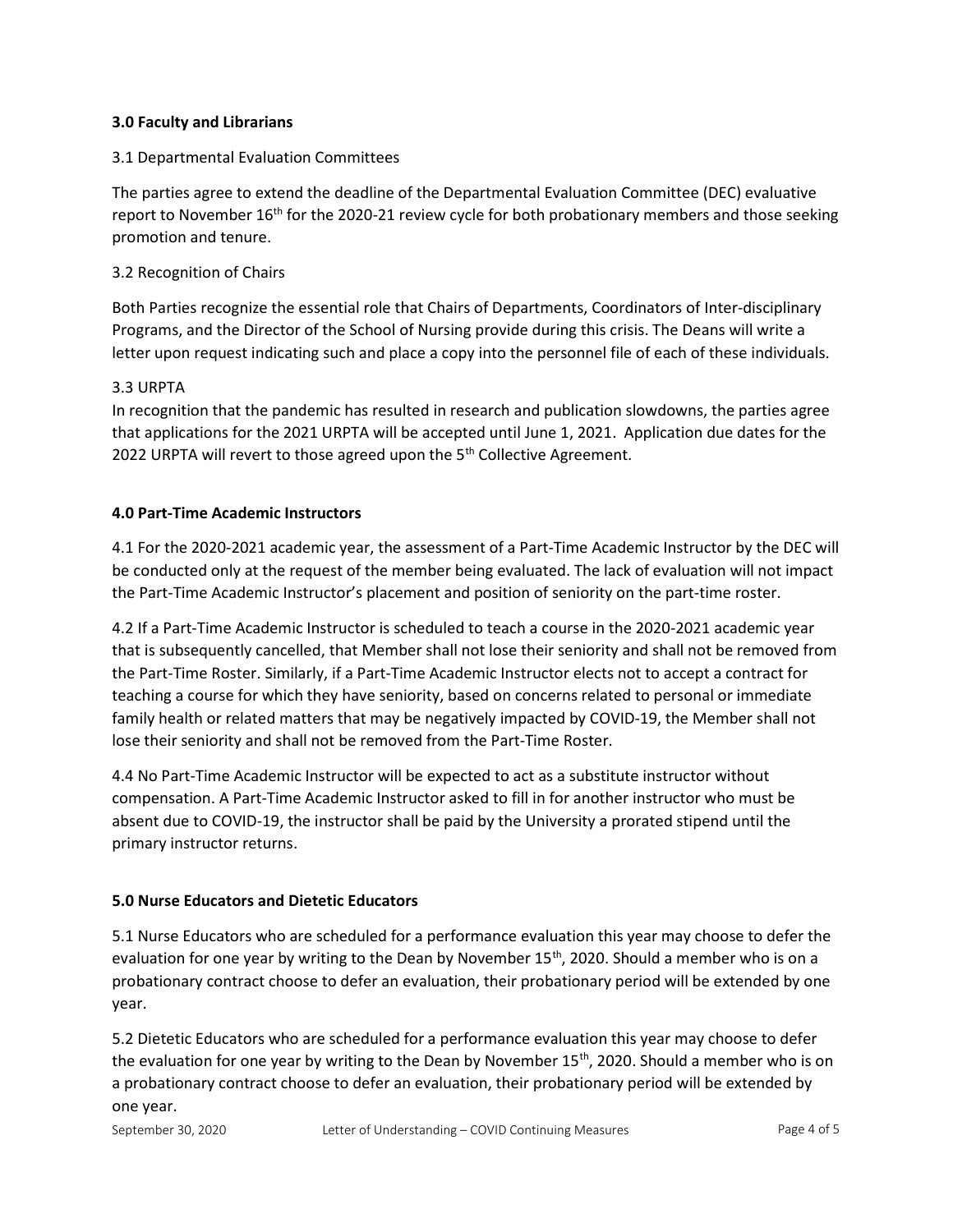**3.0 Faculty and Librarians**

3.1 Departmental Evaluation Committees

The parties agree to extend the deadline of the Departmental Evaluation Committee (DEC) evaluative report to November 16th for the 2020-21 review cycle for both probationary members and those seeking promotion and tenure.

3.2 Recognition of Chairs

Both Parties recognize the essential role that Chairs of Departments, Coordinators of Inter-disciplinary Programs, and the Director of the School of Nursing provide during this crisis. The Deans will write a letter upon request indicating such and place a copy into the personnel file of each of these individuals.

3.3 URPTA

In recognition that the pandemic has resulted in research and publication slowdowns, the parties agree that applications for the 2021 URPTA will be accepted until June 1, 2021. Application due dates for the 2022 URPTA will revert to those agreed upon the 5th Collective Agreement.

**4.0 Part-Time Academic Instructors**

4.1 For the 2020-2021 academic year, the assessment of a Part-Time Academic Instructor by the DEC will be conducted only at the request of the member being evaluated. The lack of evaluation will not impact the Part-Time Academic Instructor's placement and position of seniority on the part-time roster.

4.2 If a Part-Time Academic Instructor is scheduled to teach a course in the 2020-2021 academic year that is subsequently cancelled, that Member shall not lose their seniority and shall not be removed from the Part-Time Roster. Similarly, if a Part-Time Academic Instructor elects not to accept a contract for teaching a course for which they have seniority, based on concerns related to personal or immediate family health or related matters that may be negatively impacted by COVID-19, the Member shall not lose their seniority and shall not be removed from the Part-Time Roster.

4.4 No Part-Time Academic Instructor will be expected to act as a substitute instructor without compensation. A Part-Time Academic Instructor asked to fill in for another instructor who must be absent due to COVID-19, the instructor shall be paid by the University a prorated stipend until the primary instructor returns.

**5.0 Nurse Educators and Dietetic Educators**

5.1 Nurse Educators who are scheduled for a performance evaluation this year may choose to defer the evaluation for one year by writing to the Dean by November 15th, 2020. Should a member who is on a probationary contract choose to defer an evaluation, their probationary period will be extended by one year.

5.2 Dietetic Educators who are scheduled for a performance evaluation this year may choose to defer the evaluation for one year by writing to the Dean by November 15th, 2020. Should a member who is on a probationary contract choose to defer an evaluation, their probationary period will be extended by one year.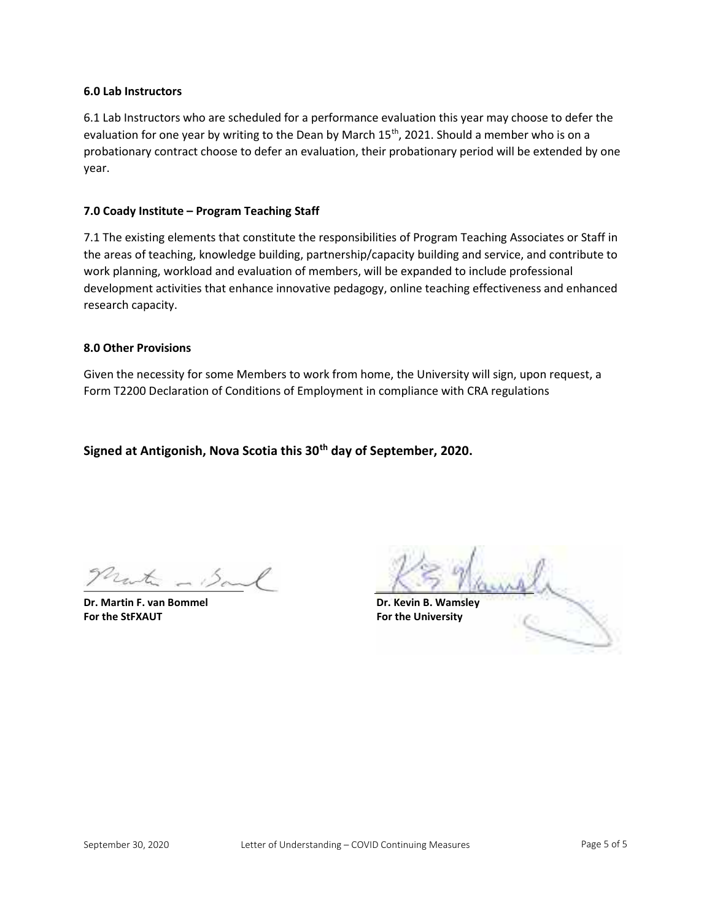**6.0 Lab Instructors**

6.1 Lab Instructors who are scheduled for a performance evaluation this year may choose to defer the evaluation for one year by writing to the Dean by March 15th, 2021. Should a member who is on a probationary contract choose to defer an evaluation, their probationary period will be extended by one year.

**7.0 Coady Institute – Program Teaching Staff**

7.1 The existing elements that constitute the responsibilities of Program Teaching Associates or Staff in the areas of teaching, knowledge building, partnership/capacity building and service, and contribute to work planning, workload and evaluation of members, will be expanded to include professional development activities that enhance innovative pedagogy, online teaching effectiveness and enhanced research capacity.

**8.0 Other Provisions**

Given the necessity for some Members to work from home, the University will sign, upon request, a Form T2200 Declaration of Conditions of Employment in compliance with CRA regulations

**Signed at Antigonish, Nova Scotia this 30th day of September, 2020.**

**Dr. Martin F. van Bommel**
**For the StFXAUT**

**Dr. Kevin B. Wamsley**
**For the University**